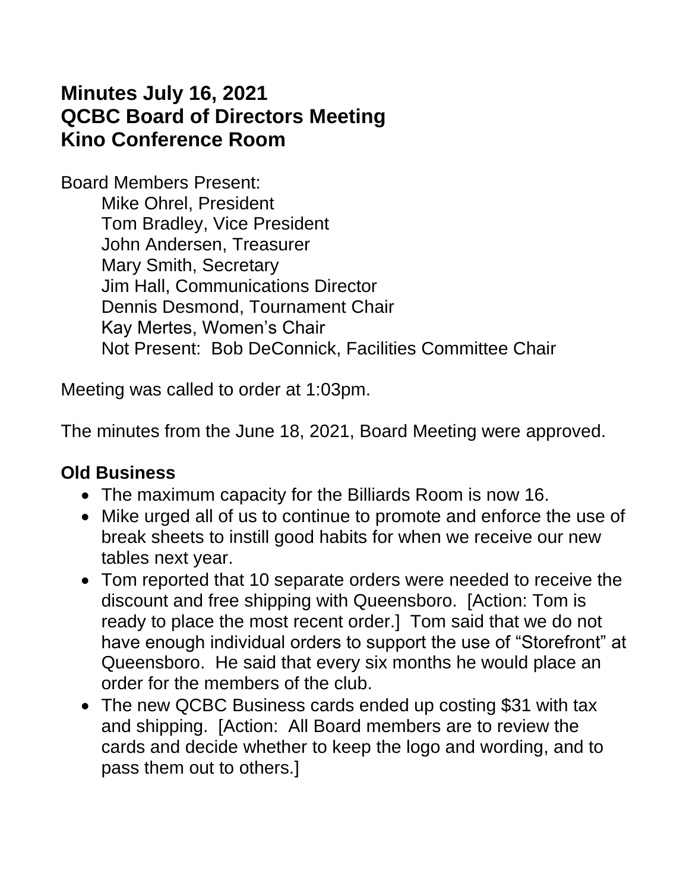# Minutes July 16, 2021
# QCBC Board of Directors Meeting
# Kino Conference Room

Board Members Present:

Mike Ohrel, President
Tom Bradley, Vice President
John Andersen, Treasurer
Mary Smith, Secretary
Jim Hall, Communications Director
Dennis Desmond, Tournament Chair
Kay Mertes, Women's Chair
Not Present: Bob DeConnick, Facilities Committee Chair

Meeting was called to order at 1:03pm.

The minutes from the June 18, 2021, Board Meeting were approved.

## Old Business

- The maximum capacity for the Billiards Room is now 16.
- Mike urged all of us to continue to promote and enforce the use of break sheets to instill good habits for when we receive our new tables next year.
- Tom reported that 10 separate orders were needed to receive the discount and free shipping with Queensboro. [Action: Tom is ready to place the most recent order.] Tom said that we do not have enough individual orders to support the use of "Storefront" at Queensboro. He said that every six months he would place an order for the members of the club.
- The new QCBC Business cards ended up costing $31 with tax and shipping. [Action: All Board members are to review the cards and decide whether to keep the logo and wording, and to pass them out to others.]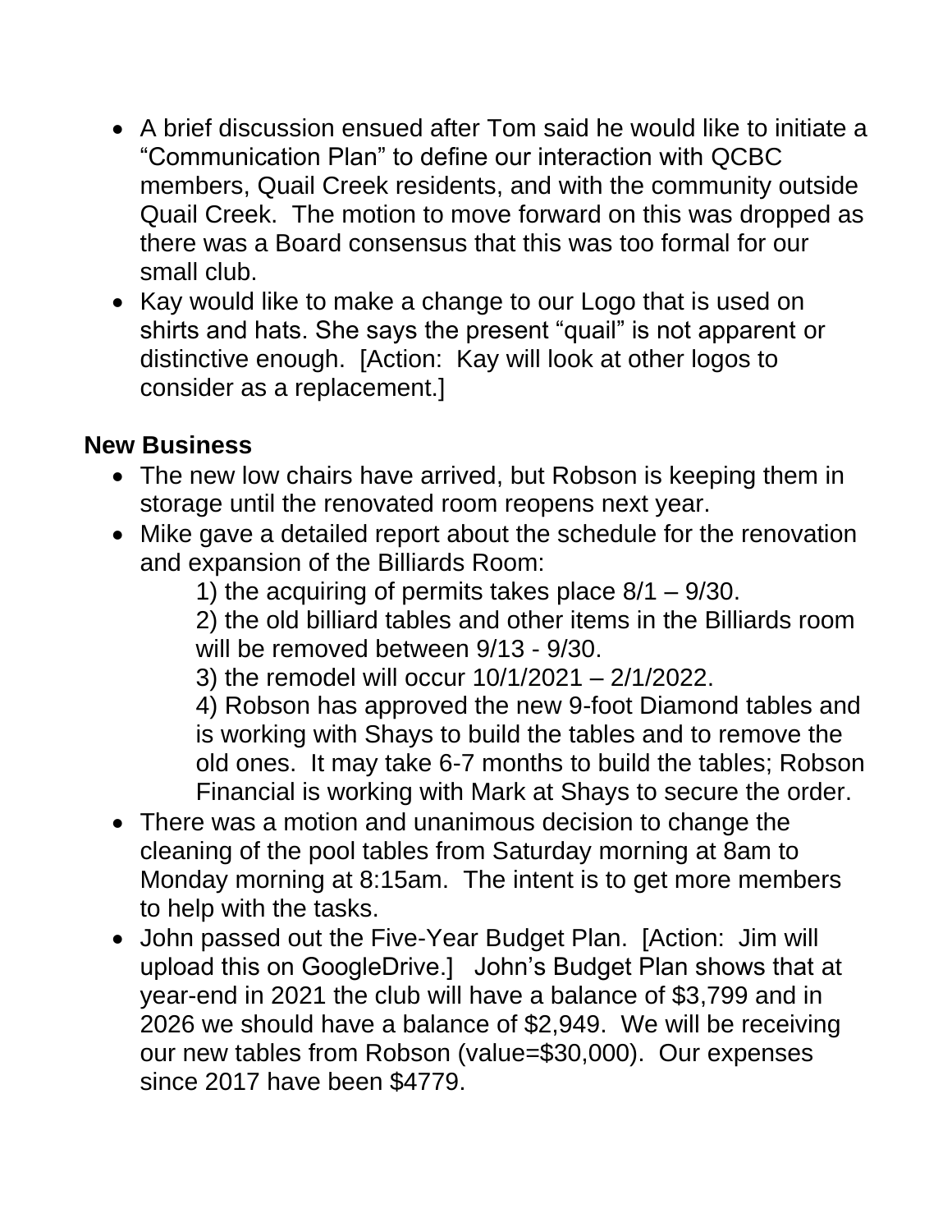- A brief discussion ensued after Tom said he would like to initiate a "Communication Plan" to define our interaction with QCBC members, Quail Creek residents, and with the community outside Quail Creek. The motion to move forward on this was dropped as there was a Board consensus that this was too formal for our small club.
- Kay would like to make a change to our Logo that is used on shirts and hats. She says the present "quail" is not apparent or distinctive enough. [Action: Kay will look at other logos to consider as a replacement.]

**New Business**

- The new low chairs have arrived, but Robson is keeping them in storage until the renovated room reopens next year.
- Mike gave a detailed report about the schedule for the renovation and expansion of the Billiards Room:
  1) the acquiring of permits takes place 8/1 – 9/30.
  2) the old billiard tables and other items in the Billiards room will be removed between 9/13 - 9/30.
  3) the remodel will occur 10/1/2021 – 2/1/2022.
  4) Robson has approved the new 9-foot Diamond tables and is working with Shays to build the tables and to remove the old ones. It may take 6-7 months to build the tables; Robson Financial is working with Mark at Shays to secure the order.
- There was a motion and unanimous decision to change the cleaning of the pool tables from Saturday morning at 8am to Monday morning at 8:15am. The intent is to get more members to help with the tasks.
- John passed out the Five-Year Budget Plan. [Action: Jim will upload this on GoogleDrive.] John's Budget Plan shows that at year-end in 2021 the club will have a balance of $3,799 and in 2026 we should have a balance of $2,949. We will be receiving our new tables from Robson (value=$30,000). Our expenses since 2017 have been $4779.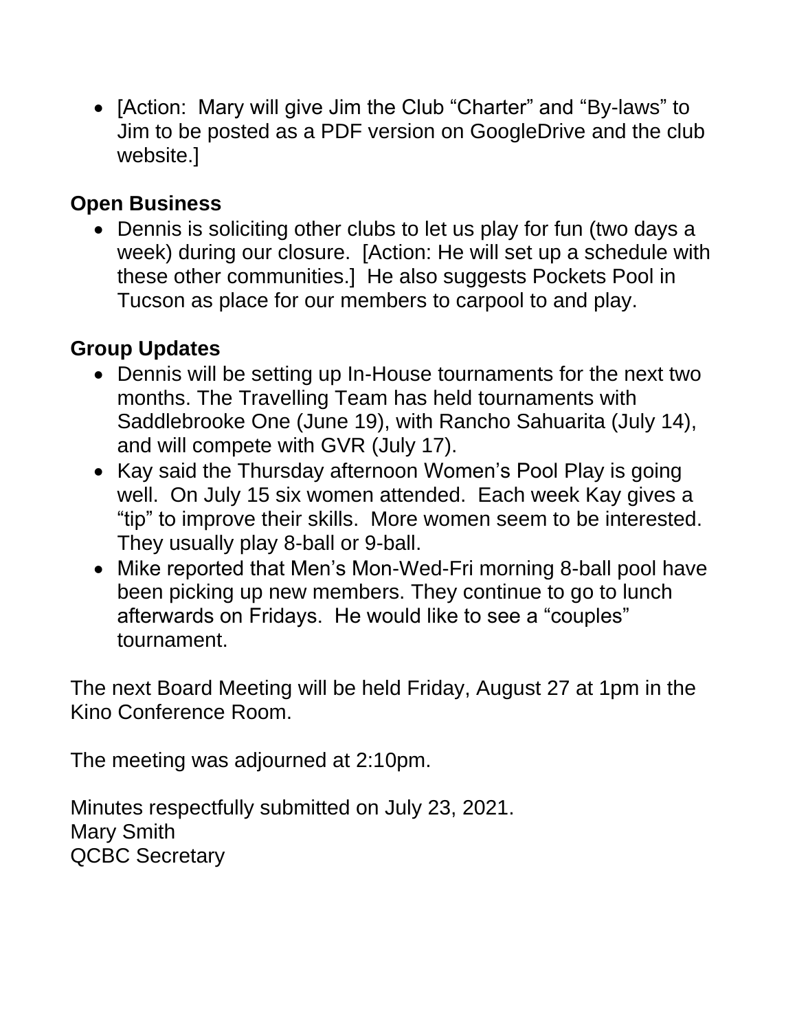- [Action: Mary will give Jim the Club "Charter" and "By-laws" to Jim to be posted as a PDF version on GoogleDrive and the club website.]

## Open Business

- Dennis is soliciting other clubs to let us play for fun (two days a week) during our closure. [Action: He will set up a schedule with these other communities.] He also suggests Pockets Pool in Tucson as place for our members to carpool to and play.

## Group Updates

- Dennis will be setting up In-House tournaments for the next two months. The Travelling Team has held tournaments with Saddlebrooke One (June 19), with Rancho Sahuarita (July 14), and will compete with GVR (July 17).
- Kay said the Thursday afternoon Women's Pool Play is going well. On July 15 six women attended. Each week Kay gives a "tip" to improve their skills. More women seem to be interested. They usually play 8-ball or 9-ball.
- Mike reported that Men's Mon-Wed-Fri morning 8-ball pool have been picking up new members. They continue to go to lunch afterwards on Fridays. He would like to see a "couples" tournament.

The next Board Meeting will be held Friday, August 27 at 1pm in the Kino Conference Room.

The meeting was adjourned at 2:10pm.

Minutes respectfully submitted on July 23, 2021.
Mary Smith
QCBC Secretary